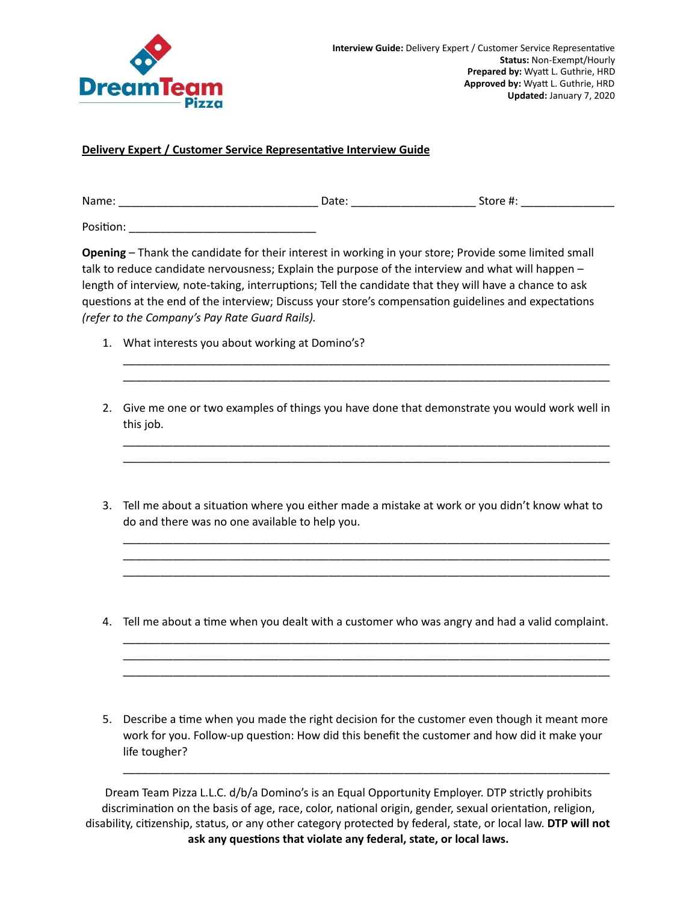**Interview Guide:** Delivery Expert / Customer Service Representative
**Status:** Non-Exempt/Hourly
**Prepared by:** Wyatt L. Guthrie, HRD
**Approved by:** Wyatt L. Guthrie, HRD
**Updated:** January 7, 2020

## Delivery Expert / Customer Service Representative Interview Guide

Name: ______________________________ Date: ___________________ Store #: ______________

Position: ____________________________

**Opening** – Thank the candidate for their interest in working in your store; Provide some limited small talk to reduce candidate nervousness; Explain the purpose of the interview and what will happen – length of interview, note-taking, interruptions; Tell the candidate that they will have a chance to ask questions at the end of the interview; Discuss your store's compensation guidelines and expectations *(refer to the Company's Pay Rate Guard Rails).*

1. What interests you about working at Domino's?

   ___________________________________________________________________________
   ___________________________________________________________________________

2. Give me one or two examples of things you have done that demonstrate you would work well in this job.

   ___________________________________________________________________________
   ___________________________________________________________________________

3. Tell me about a situation where you either made a mistake at work or you didn't know what to do and there was no one available to help you.

   ___________________________________________________________________________
   ___________________________________________________________________________
   ___________________________________________________________________________

4. Tell me about a time when you dealt with a customer who was angry and had a valid complaint.

   ___________________________________________________________________________
   ___________________________________________________________________________
   ___________________________________________________________________________

5. Describe a time when you made the right decision for the customer even though it meant more work for you. Follow-up question: How did this benefit the customer and how did it make your life tougher?

   ___________________________________________________________________________

Dream Team Pizza L.L.C. d/b/a Domino's is an Equal Opportunity Employer. DTP strictly prohibits discrimination on the basis of age, race, color, national origin, gender, sexual orientation, religion, disability, citizenship, status, or any other category protected by federal, state, or local law. **DTP will not ask any questions that violate any federal, state, or local laws.**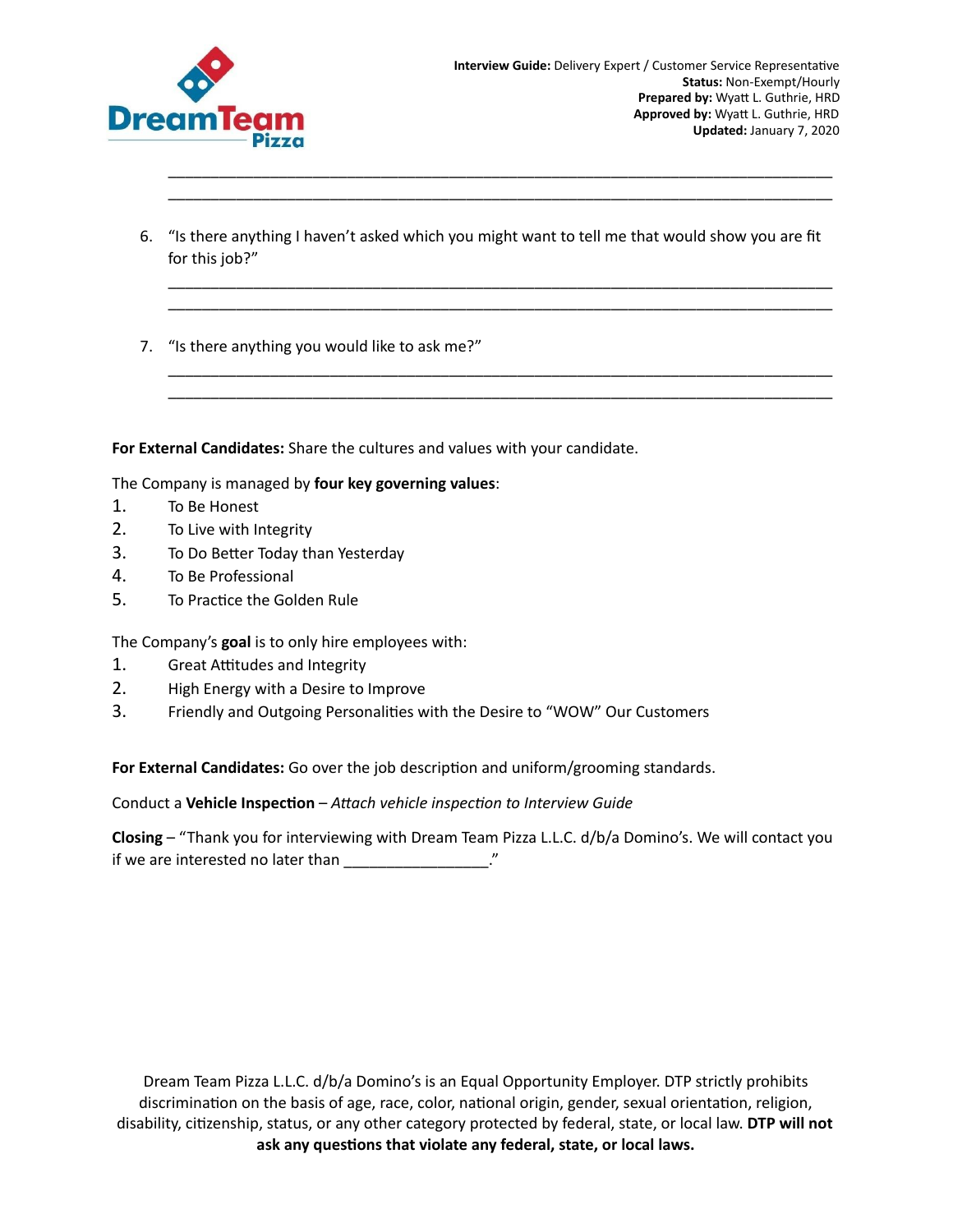_______________________________________________________________________________
_______________________________________________________________________________

6. "Is there anything I haven't asked which you might want to tell me that would show you are fit for this job?"

   _______________________________________________________________________________
   _______________________________________________________________________________

7. "Is there anything you would like to ask me?"

   _______________________________________________________________________________
   _______________________________________________________________________________

**For External Candidates:** Share the cultures and values with your candidate.

The Company is managed by **four key governing values**:

1. To Be Honest
2. To Live with Integrity
3. To Do Better Today than Yesterday
4. To Be Professional
5. To Practice the Golden Rule

The Company's **goal** is to only hire employees with:

1. Great Attitudes and Integrity
2. High Energy with a Desire to Improve
3. Friendly and Outgoing Personalities with the Desire to "WOW" Our Customers

**For External Candidates:** Go over the job description and uniform/grooming standards.

Conduct a **Vehicle Inspection** – *Attach vehicle inspection to Interview Guide*

**Closing** – "Thank you for interviewing with Dream Team Pizza L.L.C. d/b/a Domino's. We will contact you if we are interested no later than _________________."

Dream Team Pizza L.L.C. d/b/a Domino's is an Equal Opportunity Employer. DTP strictly prohibits discrimination on the basis of age, race, color, national origin, gender, sexual orientation, religion, disability, citizenship, status, or any other category protected by federal, state, or local law. **DTP will not ask any questions that violate any federal, state, or local laws.**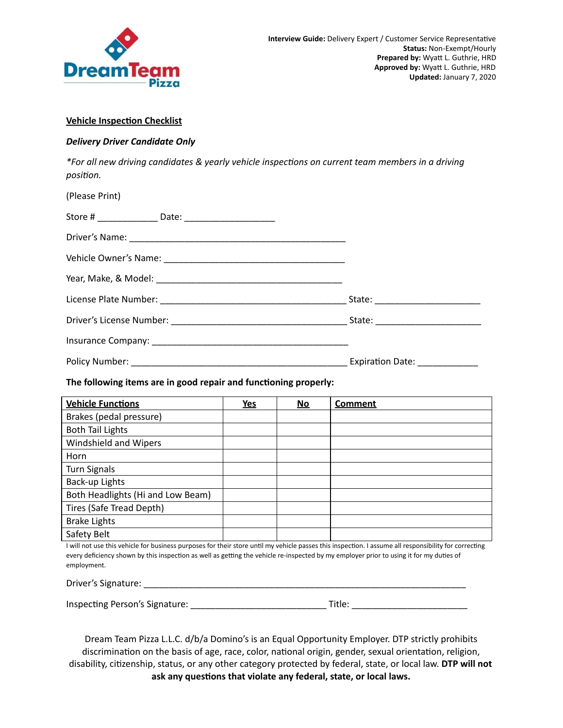**Interview Guide:** Delivery Expert / Customer Service Representative
**Status:** Non-Exempt/Hourly
**Prepared by:** Wyatt L. Guthrie, HRD
**Approved by:** Wyatt L. Guthrie, HRD
**Updated:** January 7, 2020

## Vehicle Inspection Checklist

***Delivery Driver Candidate Only***

*\*For all new driving candidates & yearly vehicle inspections on current team members in a driving position.*

(Please Print)

Store # ____________ Date: _________________

Driver's Name: ____________________________________________

Vehicle Owner's Name: ____________________________________

Year, Make, & Model: ____________________________________

License Plate Number: _____________________________________ State: ____________________

Driver's License Number: ___________________________________ State: ____________________

Insurance Company: ________________________________________

Policy Number: ___________________________________________ Expiration Date: ___________

**The following items are in good repair and functioning properly:**

| Vehicle Functions | Yes | No | Comment |
|---|---|---|---|
| Brakes (pedal pressure) | | | |
| Both Tail Lights | | | |
| Windshield and Wipers | | | |
| Horn | | | |
| Turn Signals | | | |
| Back-up Lights | | | |
| Both Headlights (Hi and Low Beam) | | | |
| Tires (Safe Tread Depth) | | | |
| Brake Lights | | | |
| Safety Belt | | | |

I will not use this vehicle for business purposes for their store until my vehicle passes this inspection. I assume all responsibility for correcting every deficiency shown by this inspection as well as getting the vehicle re-inspected by my employer prior to using it for my duties of employment.

Driver's Signature: _________________________________________________________________

Inspecting Person's Signature: ___________________________ Title: ______________________

Dream Team Pizza L.L.C. d/b/a Domino's is an Equal Opportunity Employer. DTP strictly prohibits discrimination on the basis of age, race, color, national origin, gender, sexual orientation, religion, disability, citizenship, status, or any other category protected by federal, state, or local law. **DTP will not ask any questions that violate any federal, state, or local laws.**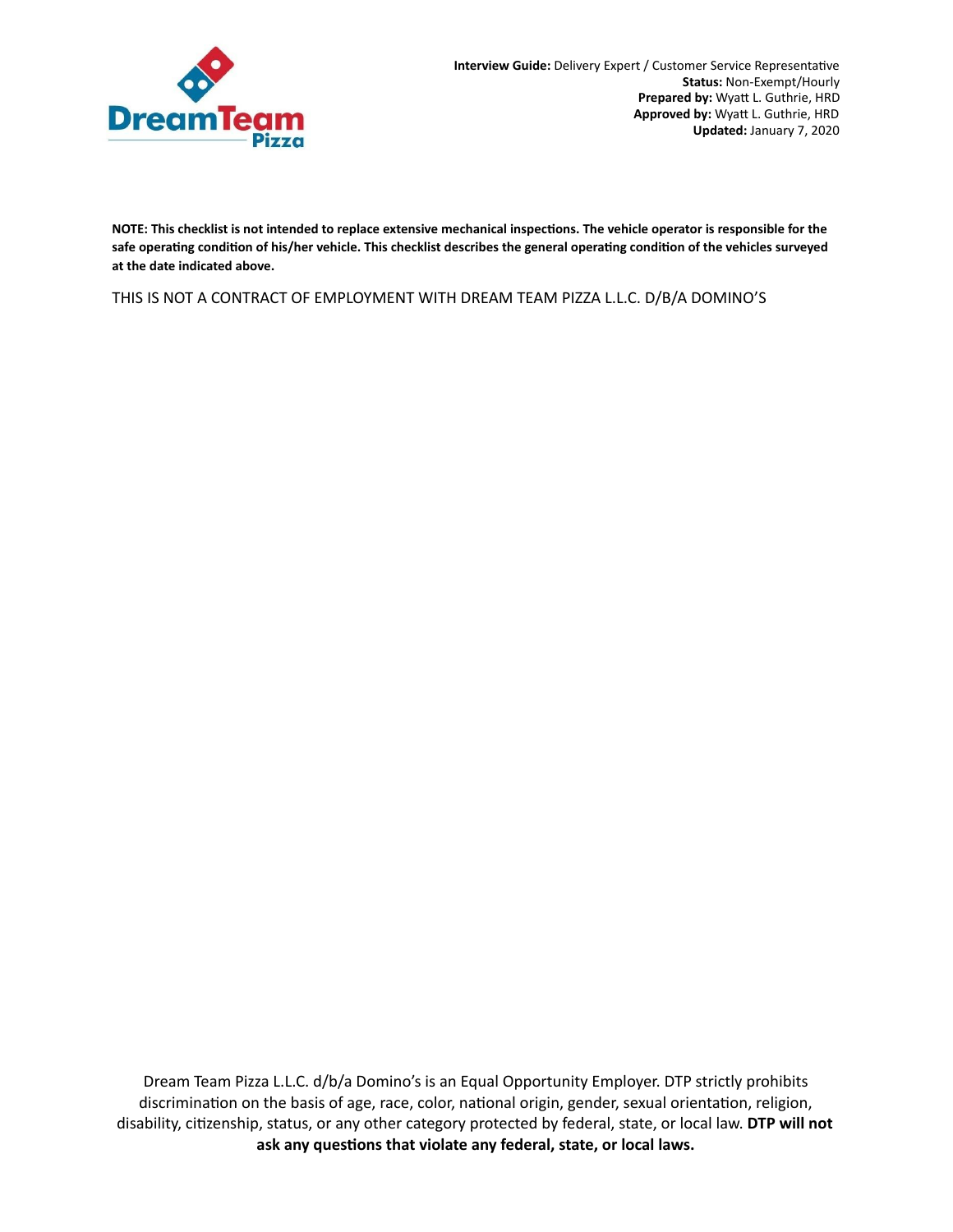**NOTE: This checklist is not intended to replace extensive mechanical inspections. The vehicle operator is responsible for the safe operating condition of his/her vehicle. This checklist describes the general operating condition of the vehicles surveyed at the date indicated above.**

THIS IS NOT A CONTRACT OF EMPLOYMENT WITH DREAM TEAM PIZZA L.L.C. D/B/A DOMINO'S

Dream Team Pizza L.L.C. d/b/a Domino's is an Equal Opportunity Employer. DTP strictly prohibits discrimination on the basis of age, race, color, national origin, gender, sexual orientation, religion, disability, citizenship, status, or any other category protected by federal, state, or local law. **DTP will not ask any questions that violate any federal, state, or local laws.**